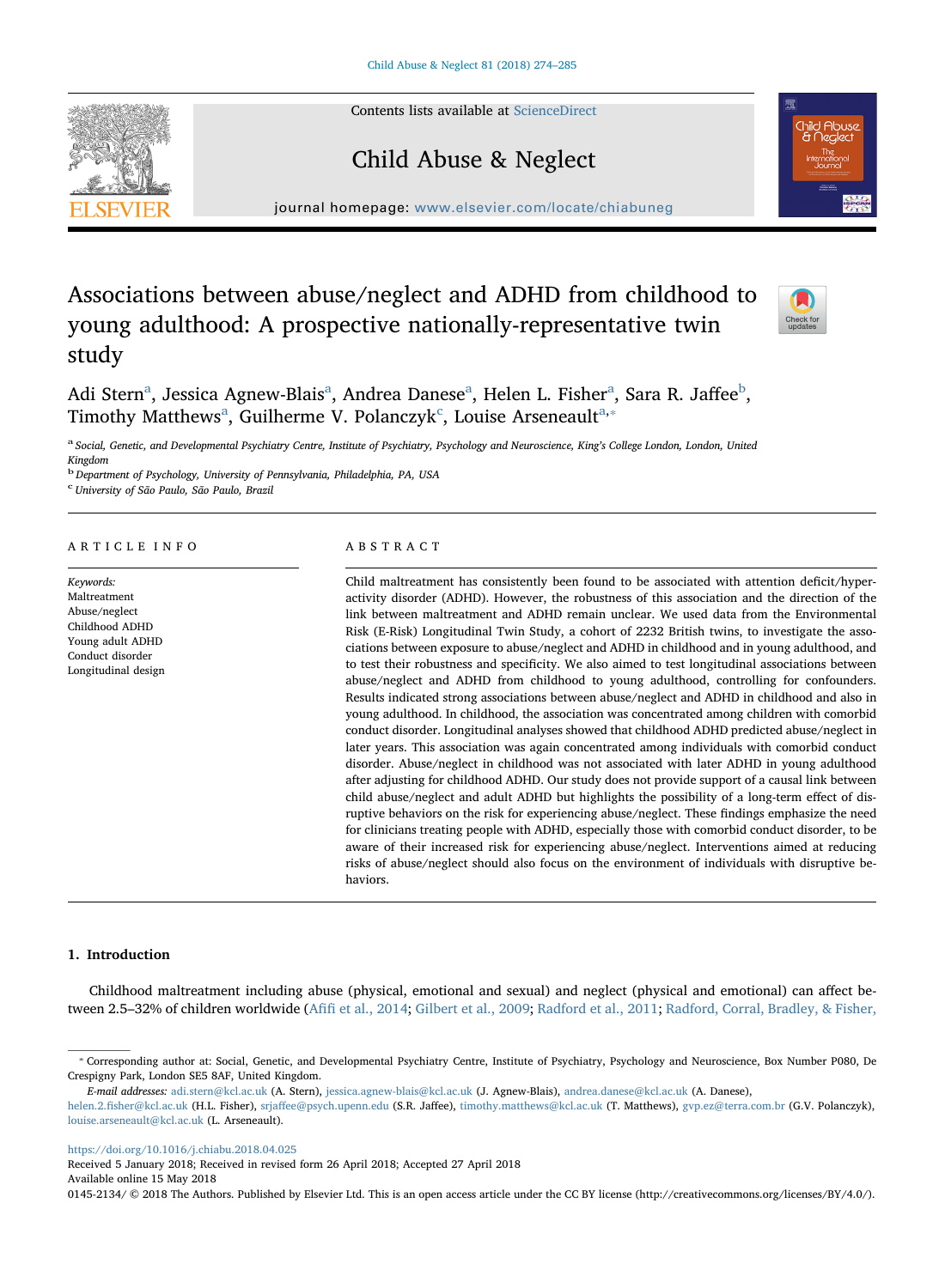# Associations between abuse/neglect and ADHD from childhood to young adulthood: A prospective nationally-representative twin study

Adi Stern[a], Jessica Agnew-Blais[a], Andrea Danese[a], Helen L. Fisher[a], Sara R. Jaffee[b], Timothy Matthews[a], Guilherme V. Polanczyk[c], Louise Arseneault[a,*]

[a] Social, Genetic, and Developmental Psychiatry Centre, Institute of Psychiatry, Psychology and Neuroscience, King's College London, London, United Kingdom

[b] Department of Psychology, University of Pennsylvania, Philadelphia, PA, USA

[c] University of São Paulo, São Paulo, Brazil

## ARTICLE INFO

*Keywords:*
Maltreatment
Abuse/neglect
Childhood ADHD
Young adult ADHD
Conduct disorder
Longitudinal design

## ABSTRACT

Child maltreatment has consistently been found to be associated with attention deficit/hyperactivity disorder (ADHD). However, the robustness of this association and the direction of the link between maltreatment and ADHD remain unclear. We used data from the Environmental Risk (E-Risk) Longitudinal Twin Study, a cohort of 2232 British twins, to investigate the associations between exposure to abuse/neglect and ADHD in childhood and in young adulthood, and to test their robustness and specificity. We also aimed to test longitudinal associations between abuse/neglect and ADHD from childhood to young adulthood, controlling for confounders. Results indicated strong associations between abuse/neglect and ADHD in childhood and also in young adulthood. In childhood, the association was concentrated among children with comorbid conduct disorder. Longitudinal analyses showed that childhood ADHD predicted abuse/neglect in later years. This association was again concentrated among individuals with comorbid conduct disorder. Abuse/neglect in childhood was not associated with later ADHD in young adulthood after adjusting for childhood ADHD. Our study does not provide support of a causal link between child abuse/neglect and adult ADHD but highlights the possibility of a long-term effect of disruptive behaviors on the risk for experiencing abuse/neglect. These findings emphasize the need for clinicians treating people with ADHD, especially those with comorbid conduct disorder, to be aware of their increased risk for experiencing abuse/neglect. Interventions aimed at reducing risks of abuse/neglect should also focus on the environment of individuals with disruptive behaviors.

## 1. Introduction

Childhood maltreatment including abuse (physical, emotional and sexual) and neglect (physical and emotional) can affect between 2.5–32% of children worldwide (Afifi et al., 2014; Gilbert et al., 2009; Radford et al., 2011; Radford, Corral, Bradley, & Fisher,

---

* Corresponding author at: Social, Genetic, and Developmental Psychiatry Centre, Institute of Psychiatry, Psychology and Neuroscience, Box Number P080, De Crespigny Park, London SE5 8AF, United Kingdom.

*E-mail addresses:* adi.stern@kcl.ac.uk (A. Stern), jessica.agnew-blais@kcl.ac.uk (J. Agnew-Blais), andrea.danese@kcl.ac.uk (A. Danese), helen.2.fisher@kcl.ac.uk (H.L. Fisher), srjaffee@psych.upenn.edu (S.R. Jaffee), timothy.matthews@kcl.ac.uk (T. Matthews), gvp.ez@terra.com.br (G.V. Polanczyk), louise.arseneault@kcl.ac.uk (L. Arseneault).

https://doi.org/10.1016/j.chiabu.2018.04.025
Received 5 January 2018; Received in revised form 26 April 2018; Accepted 27 April 2018
Available online 15 May 2018
0145-2134/ © 2018 The Authors. Published by Elsevier Ltd. This is an open access article under the CC BY license (http://creativecommons.org/licenses/BY/4.0/).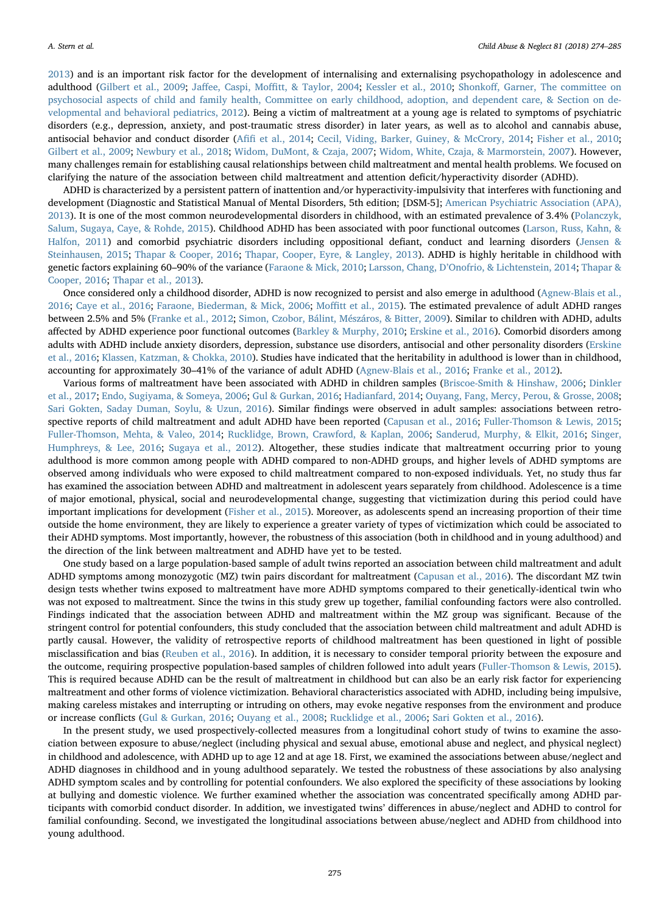2013) and is an important risk factor for the development of internalising and externalising psychopathology in adolescence and adulthood (Gilbert et al., 2009; Jaffee, Caspi, Moffitt, & Taylor, 2004; Kessler et al., 2010; Shonkoff, Garner, The committee on psychosocial aspects of child and family health, Committee on early childhood, adoption, and dependent care, & Section on developmental and behavioral pediatrics, 2012). Being a victim of maltreatment at a young age is related to symptoms of psychiatric disorders (e.g., depression, anxiety, and post-traumatic stress disorder) in later years, as well as to alcohol and cannabis abuse, antisocial behavior and conduct disorder (Afifi et al., 2014; Cecil, Viding, Barker, Guiney, & McCrory, 2014; Fisher et al., 2010; Gilbert et al., 2009; Newbury et al., 2018; Widom, DuMont, & Czaja, 2007; Widom, White, Czaja, & Marmorstein, 2007). However, many challenges remain for establishing causal relationships between child maltreatment and mental health problems. We focused on clarifying the nature of the association between child maltreatment and attention deficit/hyperactivity disorder (ADHD).

ADHD is characterized by a persistent pattern of inattention and/or hyperactivity-impulsivity that interferes with functioning and development (Diagnostic and Statistical Manual of Mental Disorders, 5th edition; [DSM-5]; American Psychiatric Association (APA), 2013). It is one of the most common neurodevelopmental disorders in childhood, with an estimated prevalence of 3.4% (Polanczyk, Salum, Sugaya, Caye, & Rohde, 2015). Childhood ADHD has been associated with poor functional outcomes (Larson, Russ, Kahn, & Halfon, 2011) and comorbid psychiatric disorders including oppositional defiant, conduct and learning disorders (Jensen & Steinhausen, 2015; Thapar & Cooper, 2016; Thapar, Cooper, Eyre, & Langley, 2013). ADHD is highly heritable in childhood with genetic factors explaining 60–90% of the variance (Faraone & Mick, 2010; Larsson, Chang, D'Onofrio, & Lichtenstein, 2014; Thapar & Cooper, 2016; Thapar et al., 2013).

Once considered only a childhood disorder, ADHD is now recognized to persist and also emerge in adulthood (Agnew-Blais et al., 2016; Caye et al., 2016; Faraone, Biederman, & Mick, 2006; Moffitt et al., 2015). The estimated prevalence of adult ADHD ranges between 2.5% and 5% (Franke et al., 2012; Simon, Czobor, Bálint, Mészáros, & Bitter, 2009). Similar to children with ADHD, adults affected by ADHD experience poor functional outcomes (Barkley & Murphy, 2010; Erskine et al., 2016). Comorbid disorders among adults with ADHD include anxiety disorders, depression, substance use disorders, antisocial and other personality disorders (Erskine et al., 2016; Klassen, Katzman, & Chokka, 2010). Studies have indicated that the heritability in adulthood is lower than in childhood, accounting for approximately 30–41% of the variance of adult ADHD (Agnew-Blais et al., 2016; Franke et al., 2012).

Various forms of maltreatment have been associated with ADHD in children samples (Briscoe-Smith & Hinshaw, 2006; Dinkler et al., 2017; Endo, Sugiyama, & Someya, 2006; Gul & Gurkan, 2016; Hadianfard, 2014; Ouyang, Fang, Mercy, Perou, & Grosse, 2008; Sari Gokten, Saday Duman, Soylu, & Uzun, 2016). Similar findings were observed in adult samples: associations between retrospective reports of child maltreatment and adult ADHD have been reported (Capusan et al., 2016; Fuller-Thomson & Lewis, 2015; Fuller-Thomson, Mehta, & Valeo, 2014; Rucklidge, Brown, Crawford, & Kaplan, 2006; Sanderud, Murphy, & Elkit, 2016; Singer, Humphreys, & Lee, 2016; Sugaya et al., 2012). Altogether, these studies indicate that maltreatment occurring prior to young adulthood is more common among people with ADHD compared to non-ADHD groups, and higher levels of ADHD symptoms are observed among individuals who were exposed to child maltreatment compared to non-exposed individuals. Yet, no study thus far has examined the association between ADHD and maltreatment in adolescent years separately from childhood. Adolescence is a time of major emotional, physical, social and neurodevelopmental change, suggesting that victimization during this period could have important implications for development (Fisher et al., 2015). Moreover, as adolescents spend an increasing proportion of their time outside the home environment, they are likely to experience a greater variety of types of victimization which could be associated to their ADHD symptoms. Most importantly, however, the robustness of this association (both in childhood and in young adulthood) and the direction of the link between maltreatment and ADHD have yet to be tested.

One study based on a large population-based sample of adult twins reported an association between child maltreatment and adult ADHD symptoms among monozygotic (MZ) twin pairs discordant for maltreatment (Capusan et al., 2016). The discordant MZ twin design tests whether twins exposed to maltreatment have more ADHD symptoms compared to their genetically-identical twin who was not exposed to maltreatment. Since the twins in this study grew up together, familial confounding factors were also controlled. Findings indicated that the association between ADHD and maltreatment within the MZ group was significant. Because of the stringent control for potential confounders, this study concluded that the association between child maltreatment and adult ADHD is partly causal. However, the validity of retrospective reports of childhood maltreatment has been questioned in light of possible misclassification and bias (Reuben et al., 2016). In addition, it is necessary to consider temporal priority between the exposure and the outcome, requiring prospective population-based samples of children followed into adult years (Fuller-Thomson & Lewis, 2015). This is required because ADHD can be the result of maltreatment in childhood but can also be an early risk factor for experiencing maltreatment and other forms of violence victimization. Behavioral characteristics associated with ADHD, including being impulsive, making careless mistakes and interrupting or intruding on others, may evoke negative responses from the environment and produce or increase conflicts (Gul & Gurkan, 2016; Ouyang et al., 2008; Rucklidge et al., 2006; Sari Gokten et al., 2016).

In the present study, we used prospectively-collected measures from a longitudinal cohort study of twins to examine the association between exposure to abuse/neglect (including physical and sexual abuse, emotional abuse and neglect, and physical neglect) in childhood and adolescence, with ADHD up to age 12 and at age 18. First, we examined the associations between abuse/neglect and ADHD diagnoses in childhood and in young adulthood separately. We tested the robustness of these associations by also analysing ADHD symptom scales and by controlling for potential confounders. We also explored the specificity of these associations by looking at bullying and domestic violence. We further examined whether the association was concentrated specifically among ADHD participants with comorbid conduct disorder. In addition, we investigated twins' differences in abuse/neglect and ADHD to control for familial confounding. Second, we investigated the longitudinal associations between abuse/neglect and ADHD from childhood into young adulthood.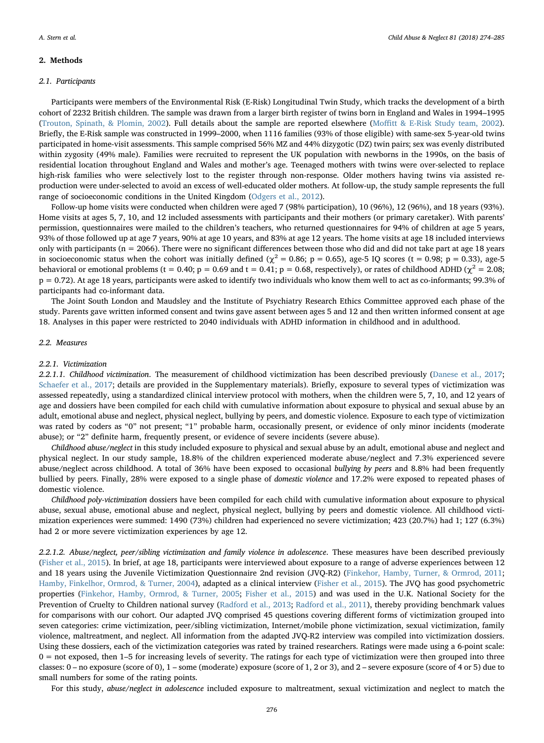## 2. Methods

### 2.1. Participants

Participants were members of the Environmental Risk (E-Risk) Longitudinal Twin Study, which tracks the development of a birth cohort of 2232 British children. The sample was drawn from a larger birth register of twins born in England and Wales in 1994–1995 (Trouton, Spinath, & Plomin, 2002). Full details about the sample are reported elsewhere (Moffitt & E-Risk Study team, 2002). Briefly, the E-Risk sample was constructed in 1999–2000, when 1116 families (93% of those eligible) with same-sex 5-year-old twins participated in home-visit assessments. This sample comprised 56% MZ and 44% dizygotic (DZ) twin pairs; sex was evenly distributed within zygosity (49% male). Families were recruited to represent the UK population with newborns in the 1990s, on the basis of residential location throughout England and Wales and mother's age. Teenaged mothers with twins were over-selected to replace high-risk families who were selectively lost to the register through non-response. Older mothers having twins via assisted reproduction were under-selected to avoid an excess of well-educated older mothers. At follow-up, the study sample represents the full range of socioeconomic conditions in the United Kingdom (Odgers et al., 2012).

Follow-up home visits were conducted when children were aged 7 (98% participation), 10 (96%), 12 (96%), and 18 years (93%). Home visits at ages 5, 7, 10, and 12 included assessments with participants and their mothers (or primary caretaker). With parents' permission, questionnaires were mailed to the children's teachers, who returned questionnaires for 94% of children at age 5 years, 93% of those followed up at age 7 years, 90% at age 10 years, and 83% at age 12 years. The home visits at age 18 included interviews only with participants (n = 2066). There were no significant differences between those who did and did not take part at age 18 years in socioeconomic status when the cohort was initially defined ($\chi^2 = 0.86$; p = 0.65), age-5 IQ scores (t = 0.98; p = 0.33), age-5 behavioral or emotional problems (t = 0.40; p = 0.69 and t = 0.41; p = 0.68, respectively), or rates of childhood ADHD ($\chi^2 = 2.08$; p = 0.72). At age 18 years, participants were asked to identify two individuals who know them well to act as co-informants; 99.3% of participants had co-informant data.

The Joint South London and Maudsley and the Institute of Psychiatry Research Ethics Committee approved each phase of the study. Parents gave written informed consent and twins gave assent between ages 5 and 12 and then written informed consent at age 18. Analyses in this paper were restricted to 2040 individuals with ADHD information in childhood and in adulthood.

### 2.2. Measures

#### 2.2.1. Victimization

*2.2.1.1. Childhood victimization*. The measurement of childhood victimization has been described previously (Danese et al., 2017; Schaefer et al., 2017; details are provided in the Supplementary materials). Briefly, exposure to several types of victimization was assessed repeatedly, using a standardized clinical interview protocol with mothers, when the children were 5, 7, 10, and 12 years of age and dossiers have been compiled for each child with cumulative information about exposure to physical and sexual abuse by an adult, emotional abuse and neglect, physical neglect, bullying by peers, and domestic violence. Exposure to each type of victimization was rated by coders as "0" not present; "1" probable harm, occasionally present, or evidence of only minor incidents (moderate abuse); or "2" definite harm, frequently present, or evidence of severe incidents (severe abuse).

*Childhood abuse/neglect* in this study included exposure to physical and sexual abuse by an adult, emotional abuse and neglect and physical neglect. In our study sample, 18.8% of the children experienced moderate abuse/neglect and 7.3% experienced severe abuse/neglect across childhood. A total of 36% have been exposed to occasional *bullying by peers* and 8.8% had been frequently bullied by peers. Finally, 28% were exposed to a single phase of *domestic violence* and 17.2% were exposed to repeated phases of domestic violence.

*Childhood poly-victimization* dossiers have been compiled for each child with cumulative information about exposure to physical abuse, sexual abuse, emotional abuse and neglect, physical neglect, bullying by peers and domestic violence. All childhood victimization experiences were summed: 1490 (73%) children had experienced no severe victimization; 423 (20.7%) had 1; 127 (6.3%) had 2 or more severe victimization experiences by age 12.

*2.2.1.2. Abuse/neglect, peer/sibling victimization and family violence in adolescence*. These measures have been described previously (Fisher et al., 2015). In brief, at age 18, participants were interviewed about exposure to a range of adverse experiences between 12 and 18 years using the Juvenile Victimization Questionnaire 2nd revision (JVQ-R2) (Finkehor, Hamby, Turner, & Ormrod, 2011; Hamby, Finkelhor, Ormrod, & Turner, 2004), adapted as a clinical interview (Fisher et al., 2015). The JVQ has good psychometric properties (Finkehor, Hamby, Ormrod, & Turner, 2005; Fisher et al., 2015) and was used in the U.K. National Society for the Prevention of Cruelty to Children national survey (Radford et al., 2013; Radford et al., 2011), thereby providing benchmark values for comparisons with our cohort. Our adapted JVQ comprised 45 questions covering different forms of victimization grouped into seven categories: crime victimization, peer/sibling victimization, Internet/mobile phone victimization, sexual victimization, family violence, maltreatment, and neglect. All information from the adapted JVQ-R2 interview was compiled into victimization dossiers. Using these dossiers, each of the victimization categories was rated by trained researchers. Ratings were made using a 6-point scale: 0 = not exposed, then 1–5 for increasing levels of severity. The ratings for each type of victimization were then grouped into three classes: 0 – no exposure (score of 0), 1 – some (moderate) exposure (score of 1, 2 or 3), and 2 – severe exposure (score of 4 or 5) due to small numbers for some of the rating points.

For this study, *abuse/neglect in adolescence* included exposure to maltreatment, sexual victimization and neglect to match the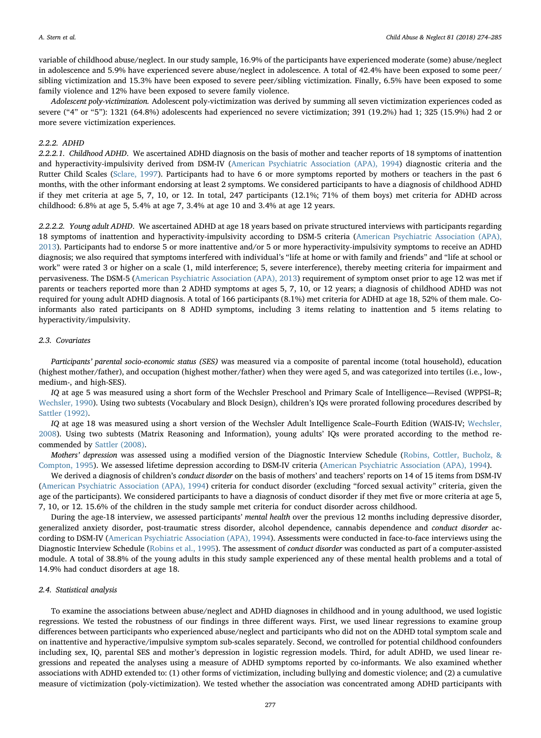variable of childhood abuse/neglect. In our study sample, 16.9% of the participants have experienced moderate (some) abuse/neglect in adolescence and 5.9% have experienced severe abuse/neglect in adolescence. A total of 42.4% have been exposed to some peer/sibling victimization and 15.3% have been exposed to severe peer/sibling victimization. Finally, 6.5% have been exposed to some family violence and 12% have been exposed to severe family violence.

*Adolescent poly-victimization.* Adolescent poly-victimization was derived by summing all seven victimization experiences coded as severe ("4" or "5"): 1321 (64.8%) adolescents had experienced no severe victimization; 391 (19.2%) had 1; 325 (15.9%) had 2 or more severe victimization experiences.

#### 2.2.2. ADHD

*2.2.2.1. Childhood ADHD.* We ascertained ADHD diagnosis on the basis of mother and teacher reports of 18 symptoms of inattention and hyperactivity-impulsivity derived from DSM-IV (American Psychiatric Association (APA), 1994) diagnostic criteria and the Rutter Child Scales (Sclare, 1997). Participants had to have 6 or more symptoms reported by mothers or teachers in the past 6 months, with the other informant endorsing at least 2 symptoms. We considered participants to have a diagnosis of childhood ADHD if they met criteria at age 5, 7, 10, or 12. In total, 247 participants (12.1%; 71% of them boys) met criteria for ADHD across childhood: 6.8% at age 5, 5.4% at age 7, 3.4% at age 10 and 3.4% at age 12 years.

*2.2.2.2. Young adult ADHD.* We ascertained ADHD at age 18 years based on private structured interviews with participants regarding 18 symptoms of inattention and hyperactivity-impulsivity according to DSM-5 criteria (American Psychiatric Association (APA), 2013). Participants had to endorse 5 or more inattentive and/or 5 or more hyperactivity-impulsivity symptoms to receive an ADHD diagnosis; we also required that symptoms interfered with individual's "life at home or with family and friends" and "life at school or work" were rated 3 or higher on a scale (1, mild interference; 5, severe interference), thereby meeting criteria for impairment and pervasiveness. The DSM-5 (American Psychiatric Association (APA), 2013) requirement of symptom onset prior to age 12 was met if parents or teachers reported more than 2 ADHD symptoms at ages 5, 7, 10, or 12 years; a diagnosis of childhood ADHD was not required for young adult ADHD diagnosis. A total of 166 participants (8.1%) met criteria for ADHD at age 18, 52% of them male. Co-informants also rated participants on 8 ADHD symptoms, including 3 items relating to inattention and 5 items relating to hyperactivity/impulsivity.

### 2.3. Covariates

*Participants' parental socio-economic status (SES)* was measured via a composite of parental income (total household), education (highest mother/father), and occupation (highest mother/father) when they were aged 5, and was categorized into tertiles (i.e., low-, medium-, and high-SES).

*IQ* at age 5 was measured using a short form of the Wechsler Preschool and Primary Scale of Intelligence—Revised (WPPSI–R; Wechsler, 1990). Using two subtests (Vocabulary and Block Design), children's IQs were prorated following procedures described by Sattler (1992).

*IQ* at age 18 was measured using a short version of the Wechsler Adult Intelligence Scale–Fourth Edition (WAIS-IV; Wechsler, 2008). Using two subtests (Matrix Reasoning and Information), young adults' IQs were prorated according to the method recommended by Sattler (2008).

*Mothers' depression* was assessed using a modified version of the Diagnostic Interview Schedule (Robins, Cottler, Bucholz, & Compton, 1995). We assessed lifetime depression according to DSM-IV criteria (American Psychiatric Association (APA), 1994).

We derived a diagnosis of children's *conduct disorder* on the basis of mothers' and teachers' reports on 14 of 15 items from DSM-IV (American Psychiatric Association (APA), 1994) criteria for conduct disorder (excluding "forced sexual activity" criteria, given the age of the participants). We considered participants to have a diagnosis of conduct disorder if they met five or more criteria at age 5, 7, 10, or 12. 15.6% of the children in the study sample met criteria for conduct disorder across childhood.

During the age-18 interview, we assessed participants' *mental health* over the previous 12 months including depressive disorder, generalized anxiety disorder, post-traumatic stress disorder, alcohol dependence, cannabis dependence and *conduct disorder* according to DSM-IV (American Psychiatric Association (APA), 1994). Assessments were conducted in face-to-face interviews using the Diagnostic Interview Schedule (Robins et al., 1995). The assessment of *conduct disorder* was conducted as part of a computer-assisted module. A total of 38.8% of the young adults in this study sample experienced any of these mental health problems and a total of 14.9% had conduct disorders at age 18.

### 2.4. Statistical analysis

To examine the associations between abuse/neglect and ADHD diagnoses in childhood and in young adulthood, we used logistic regressions. We tested the robustness of our findings in three different ways. First, we used linear regressions to examine group differences between participants who experienced abuse/neglect and participants who did not on the ADHD total symptom scale and on inattentive and hyperactive/impulsive symptom sub-scales separately. Second, we controlled for potential childhood confounders including sex, IQ, parental SES and mother's depression in logistic regression models. Third, for adult ADHD, we used linear regressions and repeated the analyses using a measure of ADHD symptoms reported by co-informants. We also examined whether associations with ADHD extended to: (1) other forms of victimization, including bullying and domestic violence; and (2) a cumulative measure of victimization (poly-victimization). We tested whether the association was concentrated among ADHD participants with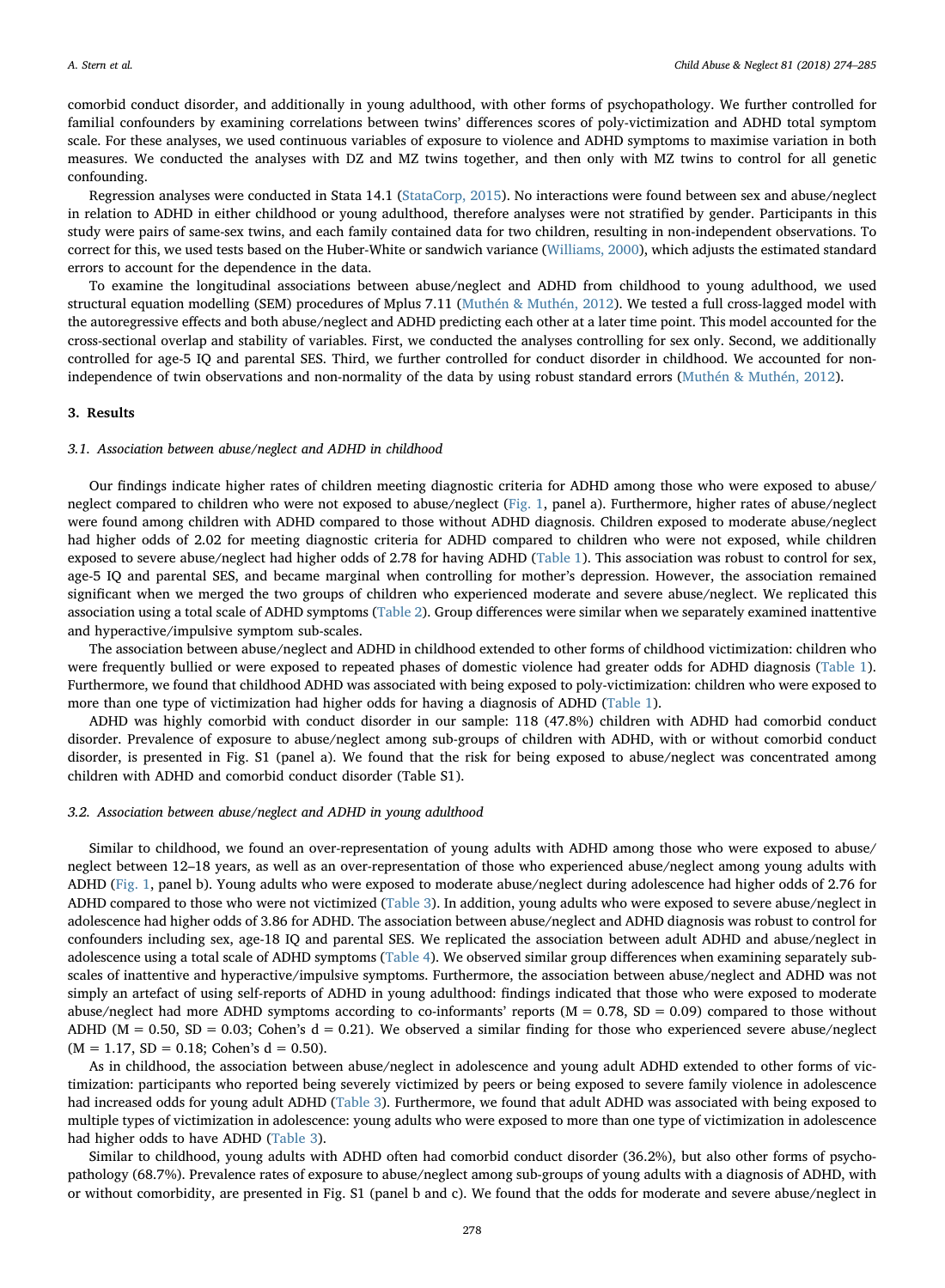comorbid conduct disorder, and additionally in young adulthood, with other forms of psychopathology. We further controlled for familial confounders by examining correlations between twins' differences scores of poly-victimization and ADHD total symptom scale. For these analyses, we used continuous variables of exposure to violence and ADHD symptoms to maximise variation in both measures. We conducted the analyses with DZ and MZ twins together, and then only with MZ twins to control for all genetic confounding.

Regression analyses were conducted in Stata 14.1 (StataCorp, 2015). No interactions were found between sex and abuse/neglect in relation to ADHD in either childhood or young adulthood, therefore analyses were not stratified by gender. Participants in this study were pairs of same-sex twins, and each family contained data for two children, resulting in non-independent observations. To correct for this, we used tests based on the Huber-White or sandwich variance (Williams, 2000), which adjusts the estimated standard errors to account for the dependence in the data.

To examine the longitudinal associations between abuse/neglect and ADHD from childhood to young adulthood, we used structural equation modelling (SEM) procedures of Mplus 7.11 (Muthén & Muthén, 2012). We tested a full cross-lagged model with the autoregressive effects and both abuse/neglect and ADHD predicting each other at a later time point. This model accounted for the cross-sectional overlap and stability of variables. First, we conducted the analyses controlling for sex only. Second, we additionally controlled for age-5 IQ and parental SES. Third, we further controlled for conduct disorder in childhood. We accounted for non-independence of twin observations and non-normality of the data by using robust standard errors (Muthén & Muthén, 2012).

## 3. Results

### 3.1. Association between abuse/neglect and ADHD in childhood

Our findings indicate higher rates of children meeting diagnostic criteria for ADHD among those who were exposed to abuse/neglect compared to children who were not exposed to abuse/neglect (Fig. 1, panel a). Furthermore, higher rates of abuse/neglect were found among children with ADHD compared to those without ADHD diagnosis. Children exposed to moderate abuse/neglect had higher odds of 2.02 for meeting diagnostic criteria for ADHD compared to children who were not exposed, while children exposed to severe abuse/neglect had higher odds of 2.78 for having ADHD (Table 1). This association was robust to control for sex, age-5 IQ and parental SES, and became marginal when controlling for mother's depression. However, the association remained significant when we merged the two groups of children who experienced moderate and severe abuse/neglect. We replicated this association using a total scale of ADHD symptoms (Table 2). Group differences were similar when we separately examined inattentive and hyperactive/impulsive symptom sub-scales.

The association between abuse/neglect and ADHD in childhood extended to other forms of childhood victimization: children who were frequently bullied or were exposed to repeated phases of domestic violence had greater odds for ADHD diagnosis (Table 1). Furthermore, we found that childhood ADHD was associated with being exposed to poly-victimization: children who were exposed to more than one type of victimization had higher odds for having a diagnosis of ADHD (Table 1).

ADHD was highly comorbid with conduct disorder in our sample: 118 (47.8%) children with ADHD had comorbid conduct disorder. Prevalence of exposure to abuse/neglect among sub-groups of children with ADHD, with or without comorbid conduct disorder, is presented in Fig. S1 (panel a). We found that the risk for being exposed to abuse/neglect was concentrated among children with ADHD and comorbid conduct disorder (Table S1).

### 3.2. Association between abuse/neglect and ADHD in young adulthood

Similar to childhood, we found an over-representation of young adults with ADHD among those who were exposed to abuse/neglect between 12–18 years, as well as an over-representation of those who experienced abuse/neglect among young adults with ADHD (Fig. 1, panel b). Young adults who were exposed to moderate abuse/neglect during adolescence had higher odds of 2.76 for ADHD compared to those who were not victimized (Table 3). In addition, young adults who were exposed to severe abuse/neglect in adolescence had higher odds of 3.86 for ADHD. The association between abuse/neglect and ADHD diagnosis was robust to control for confounders including sex, age-18 IQ and parental SES. We replicated the association between adult ADHD and abuse/neglect in adolescence using a total scale of ADHD symptoms (Table 4). We observed similar group differences when examining separately sub-scales of inattentive and hyperactive/impulsive symptoms. Furthermore, the association between abuse/neglect and ADHD was not simply an artefact of using self-reports of ADHD in young adulthood: findings indicated that those who were exposed to moderate abuse/neglect had more ADHD symptoms according to co-informants' reports ($M = 0.78$, $SD = 0.09$) compared to those without ADHD ($M = 0.50$, $SD = 0.03$; Cohen's $d = 0.21$). We observed a similar finding for those who experienced severe abuse/neglect ($M = 1.17$, $SD = 0.18$; Cohen's $d = 0.50$).

As in childhood, the association between abuse/neglect in adolescence and young adult ADHD extended to other forms of victimization: participants who reported being severely victimized by peers or being exposed to severe family violence in adolescence had increased odds for young adult ADHD (Table 3). Furthermore, we found that adult ADHD was associated with being exposed to multiple types of victimization in adolescence: young adults who were exposed to more than one type of victimization in adolescence had higher odds to have ADHD (Table 3).

Similar to childhood, young adults with ADHD often had comorbid conduct disorder (36.2%), but also other forms of psychopathology (68.7%). Prevalence rates of exposure to abuse/neglect among sub-groups of young adults with a diagnosis of ADHD, with or without comorbidity, are presented in Fig. S1 (panel b and c). We found that the odds for moderate and severe abuse/neglect in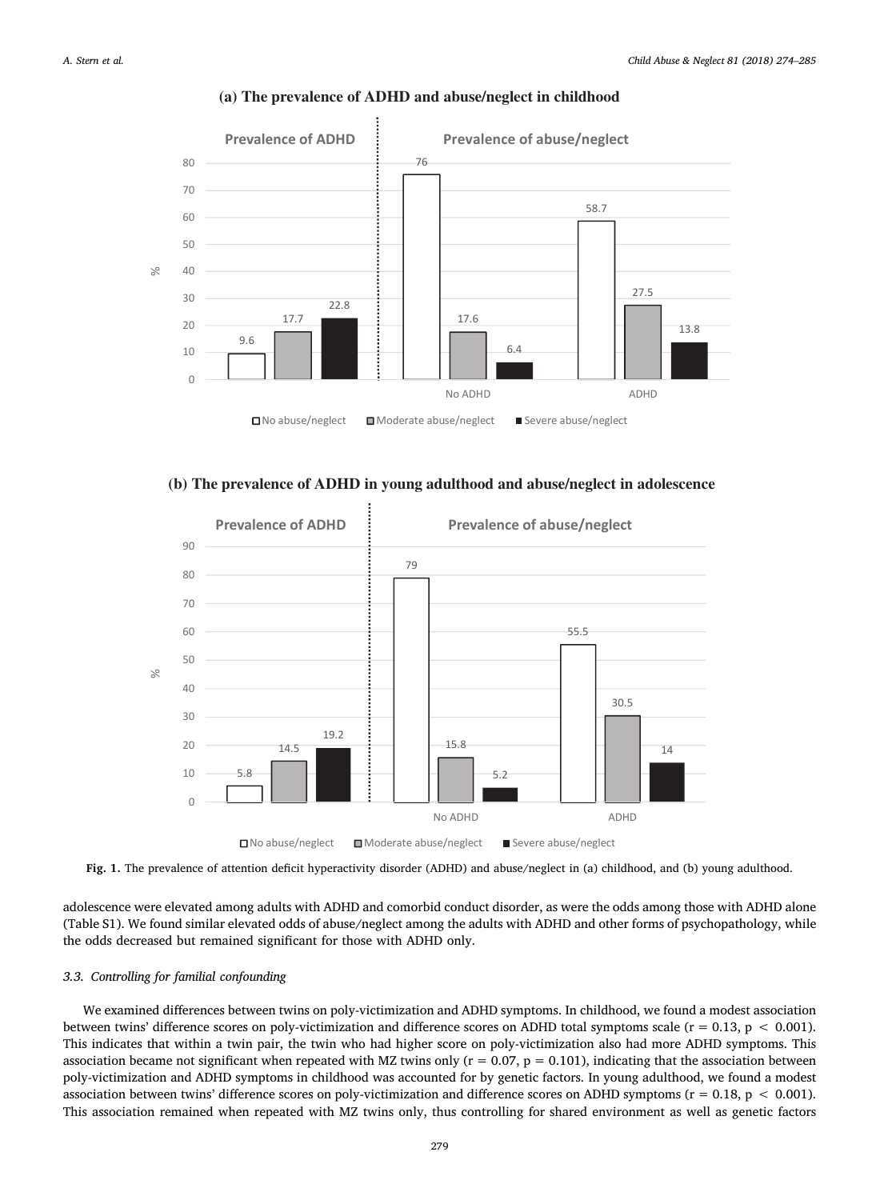**Fig. 1.** The prevalence of attention deficit hyperactivity disorder (ADHD) and abuse/neglect in (a) childhood, and (b) young adulthood.

adolescence were elevated among adults with ADHD and comorbid conduct disorder, as were the odds among those with ADHD alone (Table S1). We found similar elevated odds of abuse/neglect among the adults with ADHD and other forms of psychopathology, while the odds decreased but remained significant for those with ADHD only.

### 3.3. Controlling for familial confounding

We examined differences between twins on poly-victimization and ADHD symptoms. In childhood, we found a modest association between twins' difference scores on poly-victimization and difference scores on ADHD total symptoms scale ($r = 0.13$, $p < 0.001$). This indicates that within a twin pair, the twin who had higher score on poly-victimization also had more ADHD symptoms. This association became not significant when repeated with MZ twins only ($r = 0.07$, $p = 0.101$), indicating that the association between poly-victimization and ADHD symptoms in childhood was accounted for by genetic factors. In young adulthood, we found a modest association between twins' difference scores on poly-victimization and difference scores on ADHD symptoms ($r = 0.18$, $p < 0.001$). This association remained when repeated with MZ twins only, thus controlling for shared environment as well as genetic factors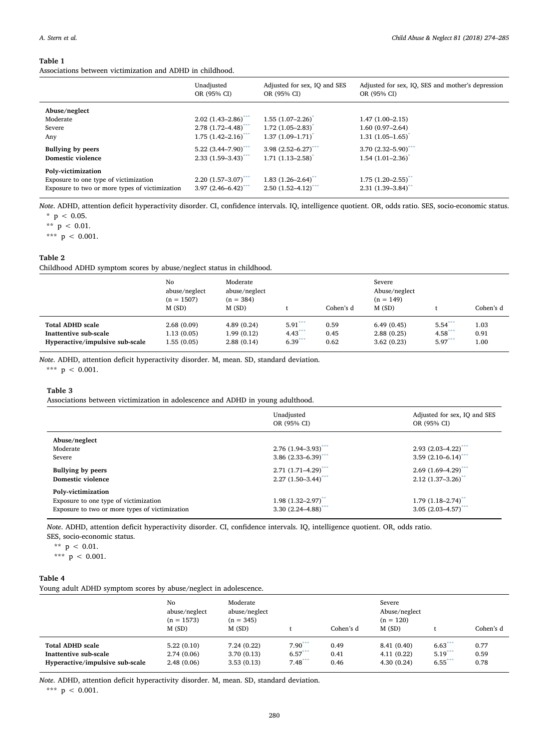**Table 1**
Associations between victimization and ADHD in childhood.

| | Unadjusted OR (95% CI) | Adjusted for sex, IQ and SES OR (95% CI) | Adjusted for sex, IQ, SES and mother's depression OR (95% CI) |
|---|---|---|---|
| **Abuse/neglect** | | | |
| Moderate | 2.02 (1.43–2.86)*** | 1.55 (1.07–2.26)* | 1.47 (1.00–2.15) |
| Severe | 2.78 (1.72–4.48)*** | 1.72 (1.05–2.83)* | 1.60 (0.97–2.64) |
| Any | 1.75 (1.42–2.16)*** | 1.37 (1.09–1.71)* | 1.31 (1.05–1.65)* |
| **Bullying by peers** | 5.22 (3.44–7.90)*** | 3.98 (2.52–6.27)*** | 3.70 (2.32–5.90)*** |
| **Domestic violence** | 2.33 (1.59–3.43)*** | 1.71 (1.13–2.58)* | 1.54 (1.01–2.36)* |
| **Poly-victimization** | | | |
| Exposure to one type of victimization | 2.20 (1.57–3.07)*** | 1.83 (1.26–2.64)** | 1.75 (1.20–2.55)** |
| Exposure to two or more types of victimization | 3.97 (2.46–6.42)*** | 2.50 (1.52–4.12)*** | 2.31 (1.39–3.84)** |

*Note*. ADHD, attention deficit hyperactivity disorder. CI, confidence intervals. IQ, intelligence quotient. OR, odds ratio. SES, socio-economic status.
\* $p < 0.05$.
\*\* $p < 0.01$.
\*\*\* $p < 0.001$.

**Table 2**
Childhood ADHD symptom scores by abuse/neglect status in childhood.

| | No abuse/neglect (n = 1507) M (SD) | Moderate abuse/neglect (n = 384) M (SD) | t | Cohen's d | Severe Abuse/neglect (n = 149) M (SD) | t | Cohen's d |
|---|---|---|---|---|---|---|---|
| **Total ADHD scale** | 2.68 (0.09) | 4.89 (0.24) | 5.91*** | 0.59 | 6.49 (0.45) | 5.54*** | 1.03 |
| **Inattentive sub-scale** | 1.13 (0.05) | 1.99 (0.12) | 4.43*** | 0.45 | 2.88 (0.25) | 4.58*** | 0.91 |
| **Hyperactive/impulsive sub-scale** | 1.55 (0.05) | 2.88 (0.14) | 6.39*** | 0.62 | 3.62 (0.23) | 5.97*** | 1.00 |

*Note*. ADHD, attention deficit hyperactivity disorder. M, mean. SD, standard deviation.
\*\*\* $p < 0.001$.

**Table 3**
Associations between victimization in adolescence and ADHD in young adulthood.

| | Unadjusted OR (95% CI) | Adjusted for sex, IQ and SES OR (95% CI) |
|---|---|---|
| **Abuse/neglect** | | |
| Moderate | 2.76 (1.94–3.93)*** | 2.93 (2.03–4.22)*** |
| Severe | 3.86 (2.33–6.39)*** | 3.59 (2.10–6.14)*** |
| **Bullying by peers** | 2.71 (1.71–4.29)*** | 2.69 (1.69–4.29)*** |
| **Domestic violence** | 2.27 (1.50–3.44)*** | 2.12 (1.37–3.26)** |
| **Poly-victimization** | | |
| Exposure to one type of victimization | 1.98 (1.32–2.97)** | 1.79 (1.18–2.74)** |
| Exposure to two or more types of victimization | 3.30 (2.24–4.88)*** | 3.05 (2.03–4.57)*** |

*Note*. ADHD, attention deficit hyperactivity disorder. CI, confidence intervals. IQ, intelligence quotient. OR, odds ratio. SES, socio-economic status.
\*\* $p < 0.01$.
\*\*\* $p < 0.001$.

**Table 4**
Young adult ADHD symptom scores by abuse/neglect in adolescence.

| | No abuse/neglect (n = 1573) M (SD) | Moderate abuse/neglect (n = 345) M (SD) | t | Cohen's d | Severe Abuse/neglect (n = 120) M (SD) | t | Cohen's d |
|---|---|---|---|---|---|---|---|
| **Total ADHD scale** | 5.22 (0.10) | 7.24 (0.22) | 7.90*** | 0.49 | 8.41 (0.40) | 6.63*** | 0.77 |
| **Inattentive sub-scale** | 2.74 (0.06) | 3.70 (0.13) | 6.57*** | 0.41 | 4.11 (0.22) | 5.19*** | 0.59 |
| **Hyperactive/impulsive sub-scale** | 2.48 (0.06) | 3.53 (0.13) | 7.48*** | 0.46 | 4.30 (0.24) | 6.55*** | 0.78 |

*Note*. ADHD, attention deficit hyperactivity disorder. M, mean. SD, standard deviation.
\*\*\* $p < 0.001$.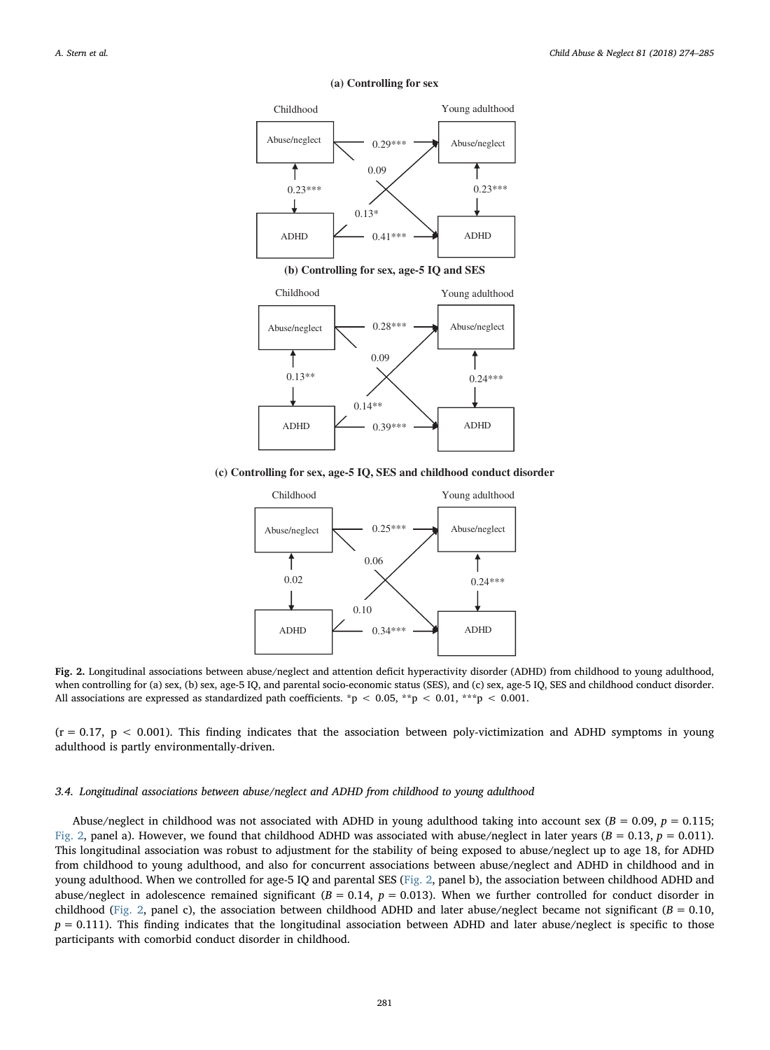**(a) Controlling for sex**

Childhood — Young adulthood

Abuse/neglect — 0.29*** → Abuse/neglect

0.09

0.23*** — 0.23***

0.13*

ADHD — 0.41*** → ADHD

**(b) Controlling for sex, age-5 IQ and SES**

Childhood — Young adulthood

Abuse/neglect — 0.28*** → Abuse/neglect

0.09

0.13** — 0.24***

0.14**

ADHD — 0.39*** → ADHD

**(c) Controlling for sex, age-5 IQ, SES and childhood conduct disorder**

Childhood — Young adulthood

Abuse/neglect — 0.25*** → Abuse/neglect

0.06

0.02 — 0.24***

0.10

ADHD — 0.34*** → ADHD

**Fig. 2.** Longitudinal associations between abuse/neglect and attention deficit hyperactivity disorder (ADHD) from childhood to young adulthood, when controlling for (a) sex, (b) sex, age-5 IQ, and parental socio-economic status (SES), and (c) sex, age-5 IQ, SES and childhood conduct disorder. All associations are expressed as standardized path coefficients. *p < 0.05, **p < 0.01, ***p < 0.001.

($r = 0.17$, $p < 0.001$). This finding indicates that the association between poly-victimization and ADHD symptoms in young adulthood is partly environmentally-driven.

### 3.4. Longitudinal associations between abuse/neglect and ADHD from childhood to young adulthood

Abuse/neglect in childhood was not associated with ADHD in young adulthood taking into account sex ($B = 0.09$, $p = 0.115$; Fig. 2, panel a). However, we found that childhood ADHD was associated with abuse/neglect in later years ($B = 0.13$, $p = 0.011$). This longitudinal association was robust to adjustment for the stability of being exposed to abuse/neglect up to age 18, for ADHD from childhood to young adulthood, and also for concurrent associations between abuse/neglect and ADHD in childhood and in young adulthood. When we controlled for age-5 IQ and parental SES (Fig. 2, panel b), the association between childhood ADHD and abuse/neglect in adolescence remained significant ($B = 0.14$, $p = 0.013$). When we further controlled for conduct disorder in childhood (Fig. 2, panel c), the association between childhood ADHD and later abuse/neglect became not significant ($B = 0.10$, $p = 0.111$). This finding indicates that the longitudinal association between ADHD and later abuse/neglect is specific to those participants with comorbid conduct disorder in childhood.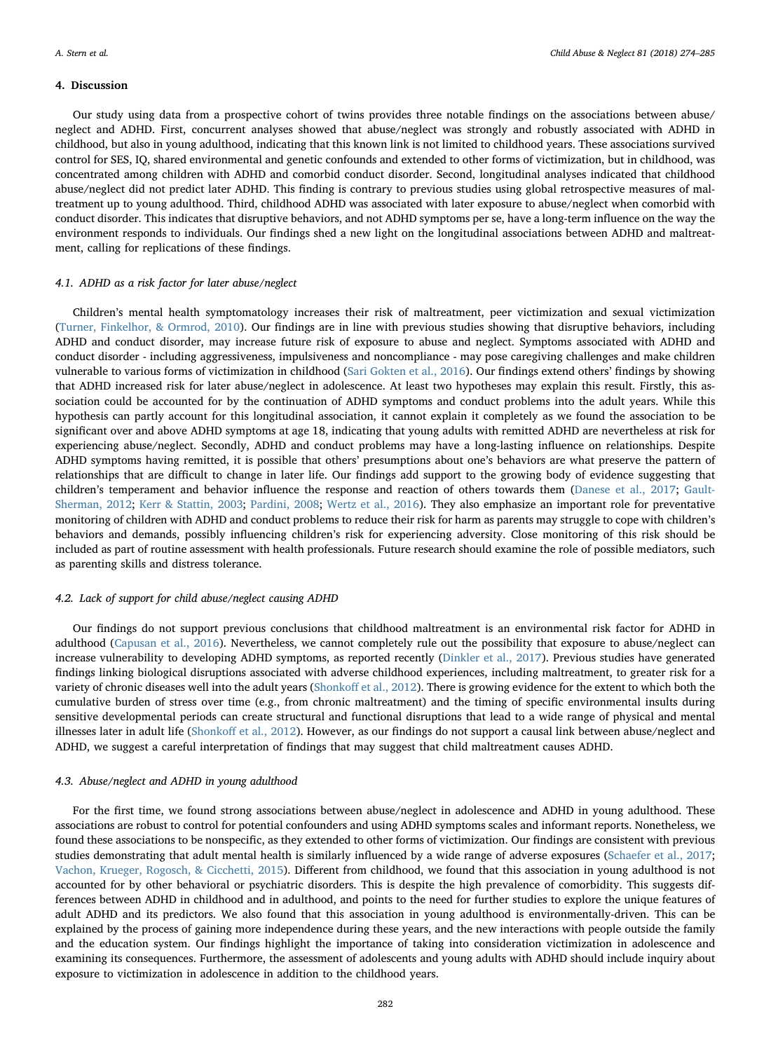## 4. Discussion

Our study using data from a prospective cohort of twins provides three notable findings on the associations between abuse/neglect and ADHD. First, concurrent analyses showed that abuse/neglect was strongly and robustly associated with ADHD in childhood, but also in young adulthood, indicating that this known link is not limited to childhood years. These associations survived control for SES, IQ, shared environmental and genetic confounds and extended to other forms of victimization, but in childhood, was concentrated among children with ADHD and comorbid conduct disorder. Second, longitudinal analyses indicated that childhood abuse/neglect did not predict later ADHD. This finding is contrary to previous studies using global retrospective measures of maltreatment up to young adulthood. Third, childhood ADHD was associated with later exposure to abuse/neglect when comorbid with conduct disorder. This indicates that disruptive behaviors, and not ADHD symptoms per se, have a long-term influence on the way the environment responds to individuals. Our findings shed a new light on the longitudinal associations between ADHD and maltreatment, calling for replications of these findings.

### 4.1. ADHD as a risk factor for later abuse/neglect

Children's mental health symptomatology increases their risk of maltreatment, peer victimization and sexual victimization (Turner, Finkelhor, & Ormrod, 2010). Our findings are in line with previous studies showing that disruptive behaviors, including ADHD and conduct disorder, may increase future risk of exposure to abuse and neglect. Symptoms associated with ADHD and conduct disorder - including aggressiveness, impulsiveness and noncompliance - may pose caregiving challenges and make children vulnerable to various forms of victimization in childhood (Sari Gokten et al., 2016). Our findings extend others' findings by showing that ADHD increased risk for later abuse/neglect in adolescence. At least two hypotheses may explain this result. Firstly, this association could be accounted for by the continuation of ADHD symptoms and conduct problems into the adult years. While this hypothesis can partly account for this longitudinal association, it cannot explain it completely as we found the association to be significant over and above ADHD symptoms at age 18, indicating that young adults with remitted ADHD are nevertheless at risk for experiencing abuse/neglect. Secondly, ADHD and conduct problems may have a long-lasting influence on relationships. Despite ADHD symptoms having remitted, it is possible that others' presumptions about one's behaviors are what preserve the pattern of relationships that are difficult to change in later life. Our findings add support to the growing body of evidence suggesting that children's temperament and behavior influence the response and reaction of others towards them (Danese et al., 2017; Gault-Sherman, 2012; Kerr & Stattin, 2003; Pardini, 2008; Wertz et al., 2016). They also emphasize an important role for preventative monitoring of children with ADHD and conduct problems to reduce their risk for harm as parents may struggle to cope with children's behaviors and demands, possibly influencing children's risk for experiencing adversity. Close monitoring of this risk should be included as part of routine assessment with health professionals. Future research should examine the role of possible mediators, such as parenting skills and distress tolerance.

### 4.2. Lack of support for child abuse/neglect causing ADHD

Our findings do not support previous conclusions that childhood maltreatment is an environmental risk factor for ADHD in adulthood (Capusan et al., 2016). Nevertheless, we cannot completely rule out the possibility that exposure to abuse/neglect can increase vulnerability to developing ADHD symptoms, as reported recently (Dinkler et al., 2017). Previous studies have generated findings linking biological disruptions associated with adverse childhood experiences, including maltreatment, to greater risk for a variety of chronic diseases well into the adult years (Shonkoff et al., 2012). There is growing evidence for the extent to which both the cumulative burden of stress over time (e.g., from chronic maltreatment) and the timing of specific environmental insults during sensitive developmental periods can create structural and functional disruptions that lead to a wide range of physical and mental illnesses later in adult life (Shonkoff et al., 2012). However, as our findings do not support a causal link between abuse/neglect and ADHD, we suggest a careful interpretation of findings that may suggest that child maltreatment causes ADHD.

### 4.3. Abuse/neglect and ADHD in young adulthood

For the first time, we found strong associations between abuse/neglect in adolescence and ADHD in young adulthood. These associations are robust to control for potential confounders and using ADHD symptoms scales and informant reports. Nonetheless, we found these associations to be nonspecific, as they extended to other forms of victimization. Our findings are consistent with previous studies demonstrating that adult mental health is similarly influenced by a wide range of adverse exposures (Schaefer et al., 2017; Vachon, Krueger, Rogosch, & Cicchetti, 2015). Different from childhood, we found that this association in young adulthood is not accounted for by other behavioral or psychiatric disorders. This is despite the high prevalence of comorbidity. This suggests differences between ADHD in childhood and in adulthood, and points to the need for further studies to explore the unique features of adult ADHD and its predictors. We also found that this association in young adulthood is environmentally-driven. This can be explained by the process of gaining more independence during these years, and the new interactions with people outside the family and the education system. Our findings highlight the importance of taking into consideration victimization in adolescence and examining its consequences. Furthermore, the assessment of adolescents and young adults with ADHD should include inquiry about exposure to victimization in adolescence in addition to the childhood years.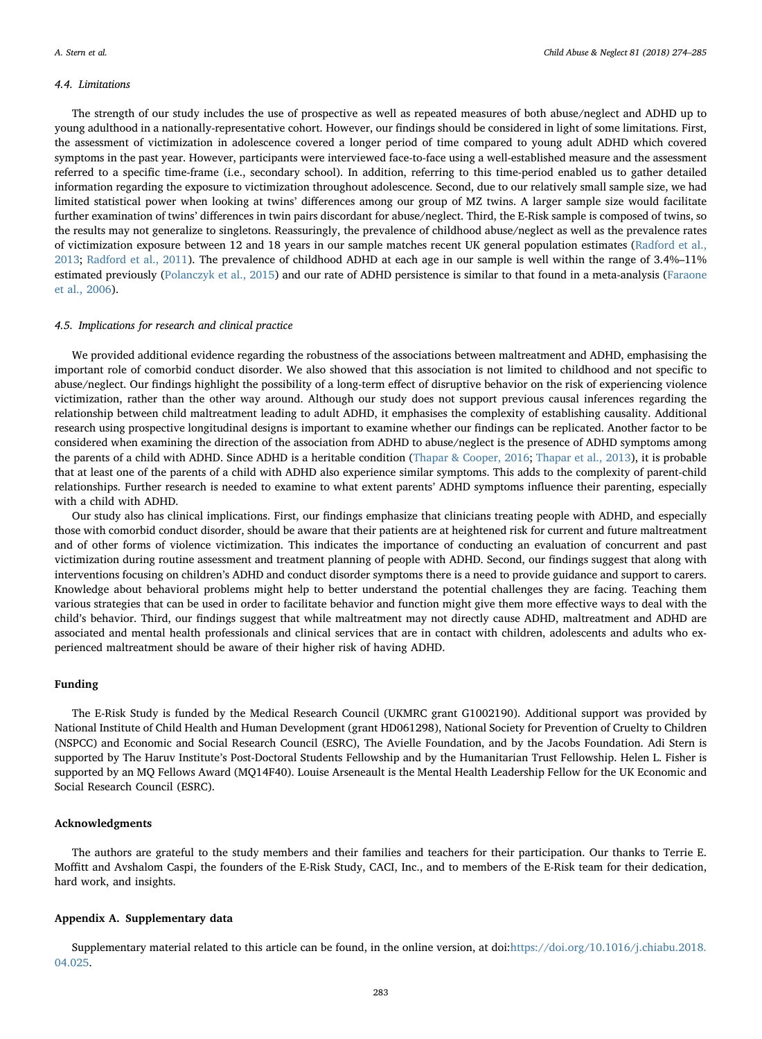### 4.4. Limitations

The strength of our study includes the use of prospective as well as repeated measures of both abuse/neglect and ADHD up to young adulthood in a nationally-representative cohort. However, our findings should be considered in light of some limitations. First, the assessment of victimization in adolescence covered a longer period of time compared to young adult ADHD which covered symptoms in the past year. However, participants were interviewed face-to-face using a well-established measure and the assessment referred to a specific time-frame (i.e., secondary school). In addition, referring to this time-period enabled us to gather detailed information regarding the exposure to victimization throughout adolescence. Second, due to our relatively small sample size, we had limited statistical power when looking at twins' differences among our group of MZ twins. A larger sample size would facilitate further examination of twins' differences in twin pairs discordant for abuse/neglect. Third, the E-Risk sample is composed of twins, so the results may not generalize to singletons. Reassuringly, the prevalence of childhood abuse/neglect as well as the prevalence rates of victimization exposure between 12 and 18 years in our sample matches recent UK general population estimates (Radford et al., 2013; Radford et al., 2011). The prevalence of childhood ADHD at each age in our sample is well within the range of 3.4%–11% estimated previously (Polanczyk et al., 2015) and our rate of ADHD persistence is similar to that found in a meta-analysis (Faraone et al., 2006).

### 4.5. Implications for research and clinical practice

We provided additional evidence regarding the robustness of the associations between maltreatment and ADHD, emphasising the important role of comorbid conduct disorder. We also showed that this association is not limited to childhood and not specific to abuse/neglect. Our findings highlight the possibility of a long-term effect of disruptive behavior on the risk of experiencing violence victimization, rather than the other way around. Although our study does not support previous causal inferences regarding the relationship between child maltreatment leading to adult ADHD, it emphasises the complexity of establishing causality. Additional research using prospective longitudinal designs is important to examine whether our findings can be replicated. Another factor to be considered when examining the direction of the association from ADHD to abuse/neglect is the presence of ADHD symptoms among the parents of a child with ADHD. Since ADHD is a heritable condition (Thapar & Cooper, 2016; Thapar et al., 2013), it is probable that at least one of the parents of a child with ADHD also experience similar symptoms. This adds to the complexity of parent-child relationships. Further research is needed to examine to what extent parents' ADHD symptoms influence their parenting, especially with a child with ADHD.

Our study also has clinical implications. First, our findings emphasize that clinicians treating people with ADHD, and especially those with comorbid conduct disorder, should be aware that their patients are at heightened risk for current and future maltreatment and of other forms of violence victimization. This indicates the importance of conducting an evaluation of concurrent and past victimization during routine assessment and treatment planning of people with ADHD. Second, our findings suggest that along with interventions focusing on children's ADHD and conduct disorder symptoms there is a need to provide guidance and support to carers. Knowledge about behavioral problems might help to better understand the potential challenges they are facing. Teaching them various strategies that can be used in order to facilitate behavior and function might give them more effective ways to deal with the child's behavior. Third, our findings suggest that while maltreatment may not directly cause ADHD, maltreatment and ADHD are associated and mental health professionals and clinical services that are in contact with children, adolescents and adults who experienced maltreatment should be aware of their higher risk of having ADHD.

## Funding

The E-Risk Study is funded by the Medical Research Council (UKMRC grant G1002190). Additional support was provided by National Institute of Child Health and Human Development (grant HD061298), National Society for Prevention of Cruelty to Children (NSPCC) and Economic and Social Research Council (ESRC), The Avielle Foundation, and by the Jacobs Foundation. Adi Stern is supported by The Haruv Institute's Post-Doctoral Students Fellowship and by the Humanitarian Trust Fellowship. Helen L. Fisher is supported by an MQ Fellows Award (MQ14F40). Louise Arseneault is the Mental Health Leadership Fellow for the UK Economic and Social Research Council (ESRC).

## Acknowledgments

The authors are grateful to the study members and their families and teachers for their participation. Our thanks to Terrie E. Moffitt and Avshalom Caspi, the founders of the E-Risk Study, CACI, Inc., and to members of the E-Risk team for their dedication, hard work, and insights.

## Appendix A. Supplementary data

Supplementary material related to this article can be found, in the online version, at doi:https://doi.org/10.1016/j.chiabu.2018.04.025.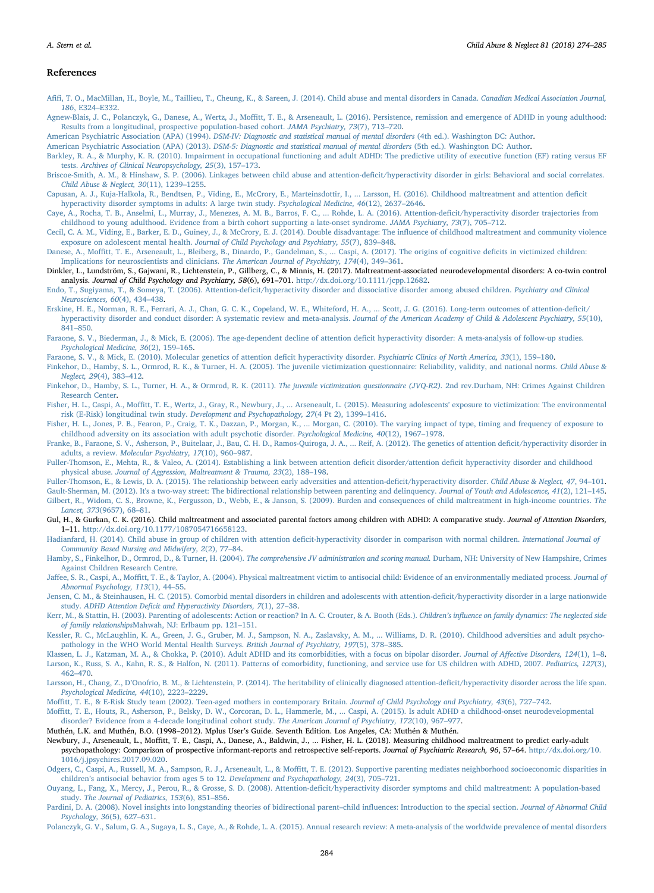## References

Afifi, T. O., MacMillan, H., Boyle, M., Taillieu, T., Cheung, K., & Sareen, J. (2014). Child abuse and mental disorders in Canada. *Canadian Medical Association Journal, 186*, E324–E332.

Agnew-Blais, J. C., Polanczyk, G., Danese, A., Wertz, J., Moffitt, T. E., & Arseneault, L. (2016). Persistence, remission and emergence of ADHD in young adulthood: Results from a longitudinal, prospective population-based cohort. *JAMA Psychiatry, 73*(7), 713–720.

American Psychiatric Association (APA) (1994). *DSM-IV: Diagnostic and statistical manual of mental disorders* (4th ed.). Washington DC: Author.

American Psychiatric Association (APA) (2013). *DSM-5: Diagnostic and statistical manual of mental disorders* (5th ed.). Washington DC: Author.

Barkley, R. A., & Murphy, K. R. (2010). Impairment in occupational functioning and adult ADHD: The predictive utility of executive function (EF) rating versus EF tests. *Archives of Clinical Neuropsychology, 25*(3), 157–173.

Briscoe-Smith, A. M., & Hinshaw, S. P. (2006). Linkages between child abuse and attention-deficit/hyperactivity disorder in girls: Behavioral and social correlates. *Child Abuse & Neglect, 30*(11), 1239–1255.

Capusan, A. J., Kuja-Halkola, R., Bendtsen, P., Viding, E., McCrory, E., Marteinsdottir, I., ... Larsson, H. (2016). Childhood maltreatment and attention deficit hyperactivity disorder symptoms in adults: A large twin study. *Psychological Medicine, 46*(12), 2637–2646.

Caye, A., Rocha, T. B., Anselmi, L., Murray, J., Menezes, A. M. B., Barros, F. C., ... Rohde, L. A. (2016). Attention-deficit/hyperactivity disorder trajectories from childhood to young adulthood. Evidence from a birth cohort supporting a late-onset syndrome. *JAMA Psychiatry, 73*(7), 705–712.

Cecil, C. A. M., Viding, E., Barker, E. D., Guiney, J., & McCrory, E. J. (2014). Double disadvantage: The influence of childhood maltreatment and community violence exposure on adolescent mental health. *Journal of Child Psychology and Psychiatry, 55*(7), 839–848.

Danese, A., Moffitt, T. E., Arseneault, L., Bleiberg, B., Dinardo, P., Gandelman, S., ... Caspi, A. (2017). The origins of cognitive deficits in victimized children: Implications for neuroscientists and clinicians. *The American Journal of Psychiatry, 174*(4), 349–361.

Dinkler, L., Lundström, S., Gajwani, R., Lichtenstein, P., Gillberg, C., & Minnis, H. (2017). Maltreatment-associated neurodevelopmental disorders: A co-twin control analysis. *Journal of Child Psychology and Psychiatry, 58*(6), 691–701. http://dx.doi.org/10.1111/jcpp.12682.

Endo, T., Sugiyama, T., & Someya, T. (2006). Attention-deficit/hyperactivity disorder and dissociative disorder among abused children. *Psychiatry and Clinical Neurosciences, 60*(4), 434–438.

Erskine, H. E., Norman, R. E., Ferrari, A. J., Chan, G. C. K., Copeland, W. E., Whiteford, H. A., ... Scott, J. G. (2016). Long-term outcomes of attention-deficit/hyperactivity disorder and conduct disorder: A systematic review and meta-analysis. *Journal of the American Academy of Child & Adolescent Psychiatry, 55*(10), 841–850.

Faraone, S. V., Biederman, J., & Mick, E. (2006). The age-dependent decline of attention deficit hyperactivity disorder: A meta-analysis of follow-up studies. *Psychological Medicine, 36*(2), 159–165.

Faraone, S. V., & Mick, E. (2010). Molecular genetics of attention deficit hyperactivity disorder. *Psychiatric Clinics of North America, 33*(1), 159–180.

Finkehor, D., Hamby, S. L., Ormrod, R. K., & Turner, H. A. (2005). The juvenile victimization questionnaire: Reliability, validity, and national norms. *Child Abuse & Neglect, 29*(4), 383–412.

Finkehor, D., Hamby, S. L., Turner, H. A., & Ormrod, R. K. (2011). *The juvenile victimization questionnaire (JVQ-R2)*. 2nd rev.Durham, NH: Crimes Against Children Research Center.

Fisher, H. L., Caspi, A., Moffitt, T. E., Wertz, J., Gray, R., Newbury, J., ... Arseneault, L. (2015). Measuring adolescents' exposure to victimization: The environmental risk (E-Risk) longitudinal twin study. *Development and Psychopathology, 27*(4 Pt 2), 1399–1416.

Fisher, H. L., Jones, P. B., Fearon, P., Craig, T. K., Dazzan, P., Morgan, K., ... Morgan, C. (2010). The varying impact of type, timing and frequency of exposure to childhood adversity on its association with adult psychotic disorder. *Psychological Medicine, 40*(12), 1967–1978.

Franke, B., Faraone, S. V., Asherson, P., Buitelaar, J., Bau, C. H. D., Ramos-Quiroga, J. A., ... Reif, A. (2012). The genetics of attention deficit/hyperactivity disorder in adults, a review. *Molecular Psychiatry, 17*(10), 960–987.

Fuller-Thomson, E., Mehta, R., & Valeo, A. (2014). Establishing a link between attention deficit disorder/attention deficit hyperactivity disorder and childhood physical abuse. *Journal of Aggression, Maltreatment & Trauma, 23*(2), 188–198.

Fuller-Thomson, E., & Lewis, D. A. (2015). The relationship between early adversities and attention-deficit/hyperactivity disorder. *Child Abuse & Neglect, 47*, 94–101.

Gault-Sherman, M. (2012). It's a two-way street: The bidirectional relationship between parenting and delinquency. *Journal of Youth and Adolescence, 41*(2), 121–145.

Gilbert, R., Widom, C. S., Browne, K., Fergusson, D., Webb, E., & Janson, S. (2009). Burden and consequences of child maltreatment in high-income countries. *The Lancet, 373*(9657), 68–81.

Gul, H., & Gurkan, C. K. (2016). Child maltreatment and associated parental factors among children with ADHD: A comparative study. *Journal of Attention Disorders,* 1–11. http://dx.doi.org/10.1177/1087054716658123.

Hadianfard, H. (2014). Child abuse in group of children with attention deficit-hyperactivity disorder in comparison with normal children. *International Journal of Community Based Nursing and Midwifery, 2*(2), 77–84.

Hamby, S., Finkelhor, D., Ormrod, D., & Turner, H. (2004). *The comprehensive JV administration and scoring manual.* Durham, NH: University of New Hampshire, Crimes Against Children Research Centre.

Jaffee, S. R., Caspi, A., Moffitt, T. E., & Taylor, A. (2004). Physical maltreatment victim to antisocial child: Evidence of an environmentally mediated process. *Journal of Abnormal Psychology, 113*(1), 44–55.

Jensen, C. M., & Steinhausen, H. C. (2015). Comorbid mental disorders in children and adolescents with attention-deficit/hyperactivity disorder in a large nationwide study. *ADHD Attention Deficit and Hyperactivity Disorders, 7*(1), 27–38.

Kerr, M., & Stattin, H. (2003). Parenting of adolescents: Action or reaction? In A. C. Crouter, & A. Booth (Eds.). *Children's influence on family dynamics: The neglected side of family relationships*Mahwah, NJ: Erlbaum pp. 121–151.

Kessler, R. C., McLaughlin, K. A., Green, J. G., Gruber, M. J., Sampson, N. A., Zaslavsky, A. M., ... Williams, D. R. (2010). Childhood adversities and adult psychopathology in the WHO World Mental Health Surveys. *British Journal of Psychiatry, 197*(5), 378–385.

Klassen, L. J., Katzman, M. A., & Chokka, P. (2010). Adult ADHD and its comorbidities, with a focus on bipolar disorder. *Journal of Affective Disorders, 124*(1), 1–8.

Larson, K., Russ, S. A., Kahn, R. S., & Halfon, N. (2011). Patterns of comorbidity, functioning, and service use for US children with ADHD, 2007. *Pediatrics, 127*(3), 462–470.

Larsson, H., Chang, Z., D'Onofrio, B. M., & Lichtenstein, P. (2014). The heritability of clinically diagnosed attention-deficit/hyperactivity disorder across the life span. *Psychological Medicine, 44*(10), 2223–2229.

Moffitt, T. E., & E-Risk Study team (2002). Teen-aged mothers in contemporary Britain. *Journal of Child Psychology and Psychiatry, 43*(6), 727–742.

Moffitt, T. E., Houts, R., Asherson, P., Belsky, D. W., Corcoran, D. L., Hammerle, M., ... Caspi, A. (2015). Is adult ADHD a childhood-onset neurodevelopmental disorder? Evidence from a 4-decade longitudinal cohort study. *The American Journal of Psychiatry, 172*(10), 967–977.

Muthén, L.K. and Muthén, B.O. (1998–2012). Mplus User's Guide. Seventh Edition. Los Angeles, CA: Muthén & Muthén.

Newbury, J., Arseneault, L., Moffitt, T. E., Caspi, A., Danese, A., Baldwin, J., ... Fisher, H. L. (2018). Measuring childhood maltreatment to predict early-adult psychopathology: Comparison of prospective informant-reports and retrospective self-reports. *Journal of Psychiatric Research, 96*, 57–64. http://dx.doi.org/10.1016/j.jpsychires.2017.09.020.

Odgers, C., Caspi, A., Russell, M. A., Sampson, R. J., Arseneault, L., & Moffitt, T. E. (2012). Supportive parenting mediates neighborhood socioeconomic disparities in children's antisocial behavior from ages 5 to 12. *Development and Psychopathology, 24*(3), 705–721.

Ouyang, L., Fang, X., Mercy, J., Perou, R., & Grosse, S. D. (2008). Attention-deficit/hyperactivity disorder symptoms and child maltreatment: A population-based study. *The Journal of Pediatrics, 153*(6), 851–856.

Pardini, D. A. (2008). Novel insights into longstanding theories of bidirectional parent–child influences: Introduction to the special section. *Journal of Abnormal Child Psychology, 36*(5), 627–631.

Polanczyk, G. V., Salum, G. A., Sugaya, L. S., Caye, A., & Rohde, L. A. (2015). Annual research review: A meta-analysis of the worldwide prevalence of mental disorders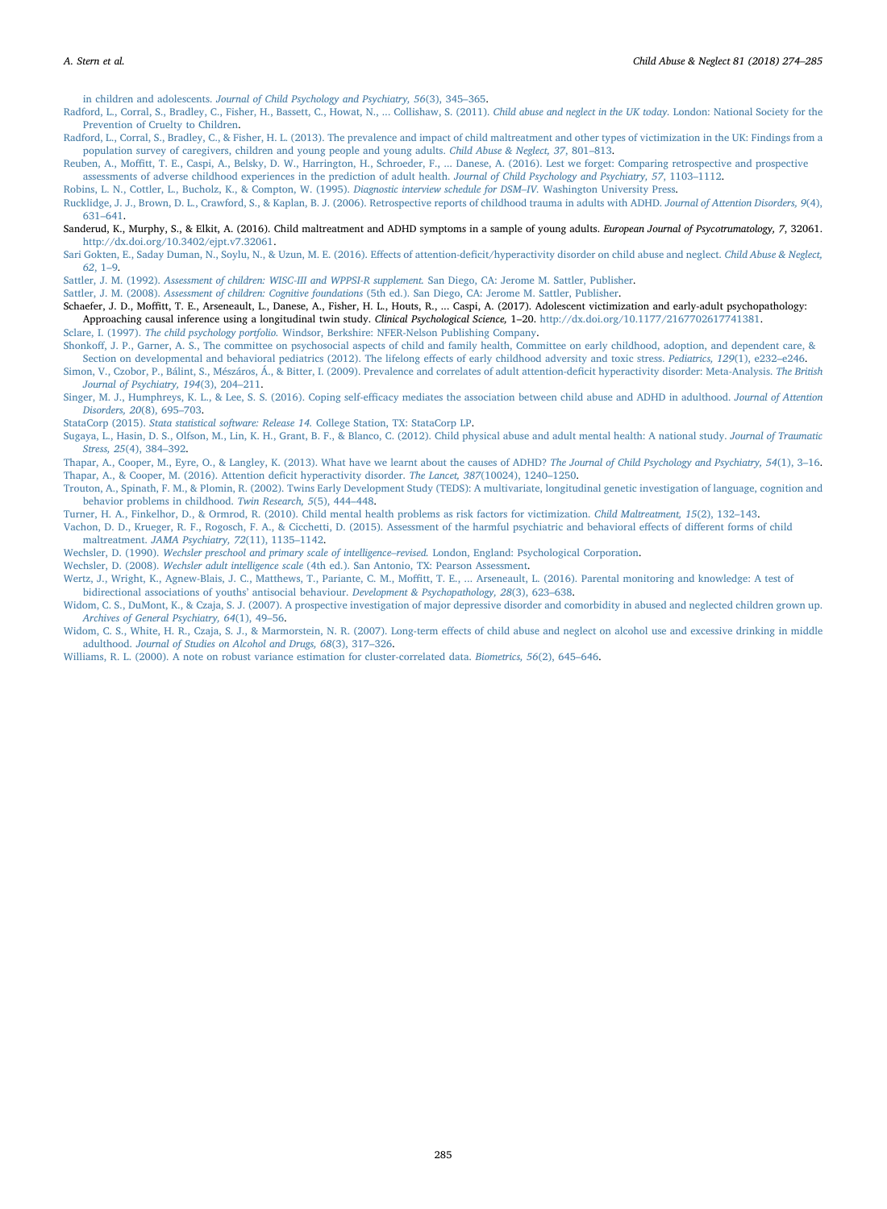in children and adolescents. *Journal of Child Psychology and Psychiatry, 56*(3), 345–365.

Radford, L., Corral, S., Bradley, C., Fisher, H., Bassett, C., Howat, N., ... Collishaw, S. (2011). *Child abuse and neglect in the UK today*. London: National Society for the Prevention of Cruelty to Children.

Radford, L., Corral, S., Bradley, C., & Fisher, H. L. (2013). The prevalence and impact of child maltreatment and other types of victimization in the UK: Findings from a population survey of caregivers, children and young people and young adults. *Child Abuse & Neglect, 37*, 801–813.

Reuben, A., Moffitt, T. E., Caspi, A., Belsky, D. W., Harrington, H., Schroeder, F., ... Danese, A. (2016). Lest we forget: Comparing retrospective and prospective assessments of adverse childhood experiences in the prediction of adult health. *Journal of Child Psychology and Psychiatry, 57*, 1103–1112.

Robins, L. N., Cottler, L., Bucholz, K., & Compton, W. (1995). *Diagnostic interview schedule for DSM–IV*. Washington University Press.

Rucklidge, J. J., Brown, D. L., Crawford, S., & Kaplan, B. J. (2006). Retrospective reports of childhood trauma in adults with ADHD. *Journal of Attention Disorders, 9*(4), 631–641.

Sanderud, K., Murphy, S., & Elkit, A. (2016). Child maltreatment and ADHD symptoms in a sample of young adults. *European Journal of Psycotrumatology, 7*, 32061. http://dx.doi.org/10.3402/ejpt.v7.32061.

Sari Gokten, E., Saday Duman, N., Soylu, N., & Uzun, M. E. (2016). Effects of attention-deficit/hyperactivity disorder on child abuse and neglect. *Child Abuse & Neglect, 62*, 1–9.

Sattler, J. M. (1992). *Assessment of children: WISC-III and WPPSI-R supplement.* San Diego, CA: Jerome M. Sattler, Publisher.

Sattler, J. M. (2008). *Assessment of children: Cognitive foundations* (5th ed.). San Diego, CA: Jerome M. Sattler, Publisher.

Schaefer, J. D., Moffitt, T. E., Arseneault, L., Danese, A., Fisher, H. L., Houts, R., ... Caspi, A. (2017). Adolescent victimization and early-adult psychopathology: Approaching causal inference using a longitudinal twin study. *Clinical Psychological Science,* 1–20. http://dx.doi.org/10.1177/2167702617741381.

Sclare, I. (1997). *The child psychology portfolio.* Windsor, Berkshire: NFER-Nelson Publishing Company.

Shonkoff, J. P., Garner, A. S., The committee on psychosocial aspects of child and family health, Committee on early childhood, adoption, and dependent care, & Section on developmental and behavioral pediatrics (2012). The lifelong effects of early childhood adversity and toxic stress. *Pediatrics, 129*(1), e232–e246.

Simon, V., Czobor, P., Bálint, S., Mészáros, Á., & Bitter, I. (2009). Prevalence and correlates of adult attention-deficit hyperactivity disorder: Meta-Analysis. *The British Journal of Psychiatry, 194*(3), 204–211.

Singer, M. J., Humphreys, K. L., & Lee, S. S. (2016). Coping self-efficacy mediates the association between child abuse and ADHD in adulthood. *Journal of Attention Disorders, 20*(8), 695–703.

StataCorp (2015). *Stata statistical software: Release 14.* College Station, TX: StataCorp LP.

Sugaya, L., Hasin, D. S., Olfson, M., Lin, K. H., Grant, B. F., & Blanco, C. (2012). Child physical abuse and adult mental health: A national study. *Journal of Traumatic Stress, 25*(4), 384–392.

Thapar, A., Cooper, M., Eyre, O., & Langley, K. (2013). What have we learnt about the causes of ADHD? *The Journal of Child Psychology and Psychiatry, 54*(1), 3–16.

Thapar, A., & Cooper, M. (2016). Attention deficit hyperactivity disorder. *The Lancet, 387*(10024), 1240–1250.

Trouton, A., Spinath, F. M., & Plomin, R. (2002). Twins Early Development Study (TEDS): A multivariate, longitudinal genetic investigation of language, cognition and behavior problems in childhood. *Twin Research, 5*(5), 444–448.

Turner, H. A., Finkelhor, D., & Ormrod, R. (2010). Child mental health problems as risk factors for victimization. *Child Maltreatment, 15*(2), 132–143.

Vachon, D. D., Krueger, R. F., Rogosch, F. A., & Cicchetti, D. (2015). Assessment of the harmful psychiatric and behavioral effects of different forms of child maltreatment. *JAMA Psychiatry, 72*(11), 1135–1142.

Wechsler, D. (1990). *Wechsler preschool and primary scale of intelligence–revised.* London, England: Psychological Corporation.

Wechsler, D. (2008). *Wechsler adult intelligence scale* (4th ed.). San Antonio, TX: Pearson Assessment.

Wertz, J., Wright, K., Agnew-Blais, J. C., Matthews, T., Pariante, C. M., Moffitt, T. E., ... Arseneault, L. (2016). Parental monitoring and knowledge: A test of bidirectional associations of youths' antisocial behaviour. *Development & Psychopathology, 28*(3), 623–638.

Widom, C. S., DuMont, K., & Czaja, S. J. (2007). A prospective investigation of major depressive disorder and comorbidity in abused and neglected children grown up. *Archives of General Psychiatry, 64*(1), 49–56.

Widom, C. S., White, H. R., Czaja, S. J., & Marmorstein, N. R. (2007). Long-term effects of child abuse and neglect on alcohol use and excessive drinking in middle adulthood. *Journal of Studies on Alcohol and Drugs, 68*(3), 317–326.

Williams, R. L. (2000). A note on robust variance estimation for cluster-correlated data. *Biometrics, 56*(2), 645–646.